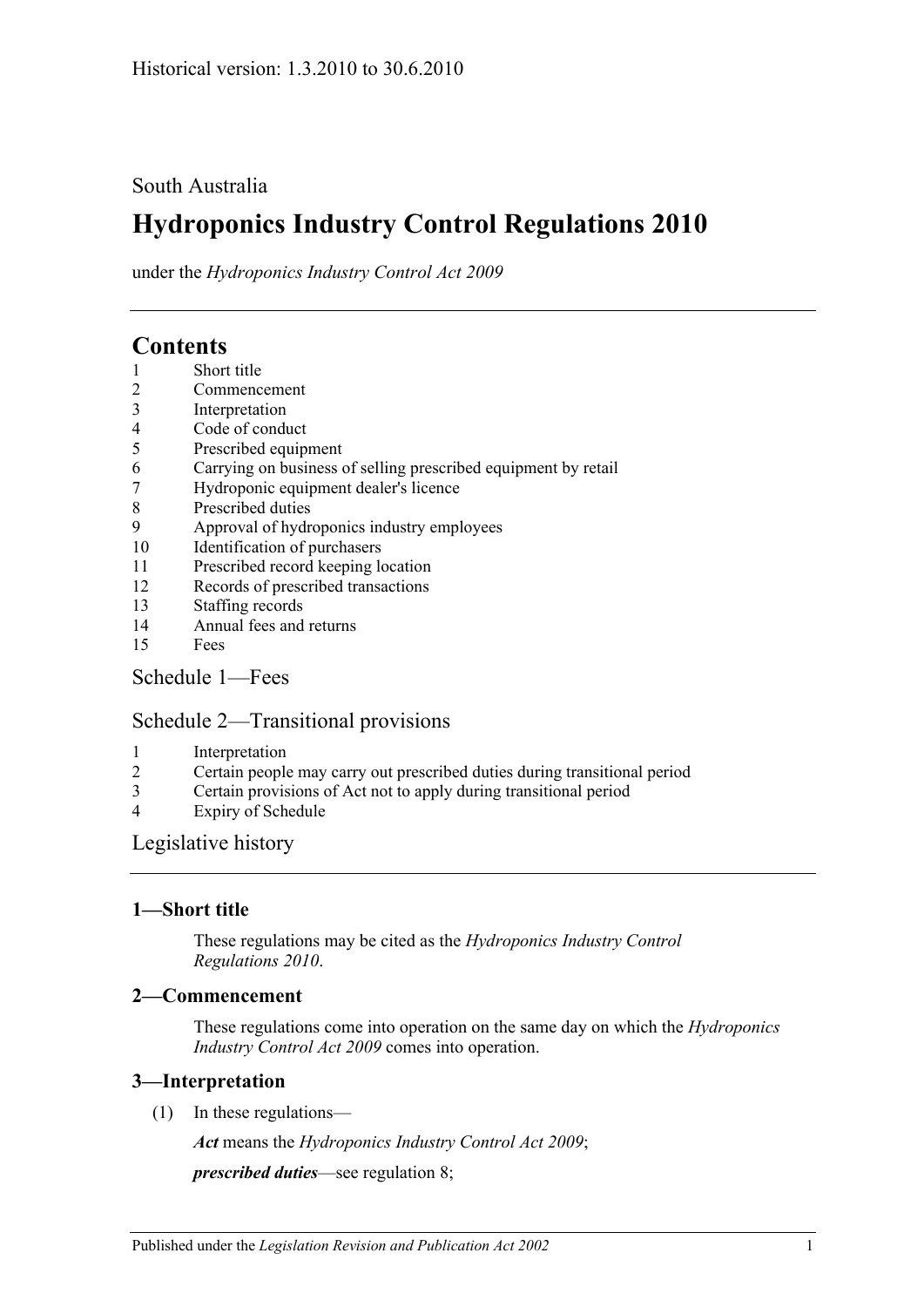Historical version: 1.3.2010 to 30.6.2010

South Australia

# Hydroponics Industry Control Regulations 2010

under the *Hydroponics Industry Control Act 2009*

## Contents

1 Short title
2 Commencement
3 Interpretation
4 Code of conduct
5 Prescribed equipment
6 Carrying on business of selling prescribed equipment by retail
7 Hydroponic equipment dealer's licence
8 Prescribed duties
9 Approval of hydroponics industry employees
10 Identification of purchasers
11 Prescribed record keeping location
12 Records of prescribed transactions
13 Staffing records
14 Annual fees and returns
15 Fees

Schedule 1—Fees

Schedule 2—Transitional provisions

1 Interpretation
2 Certain people may carry out prescribed duties during transitional period
3 Certain provisions of Act not to apply during transitional period
4 Expiry of Schedule

Legislative history

### 1—Short title

These regulations may be cited as the *Hydroponics Industry Control Regulations 2010*.

### 2—Commencement

These regulations come into operation on the same day on which the *Hydroponics Industry Control Act 2009* comes into operation.

### 3—Interpretation

(1) In these regulations—

***Act*** means the *Hydroponics Industry Control Act 2009*;

***prescribed duties***—see regulation 8;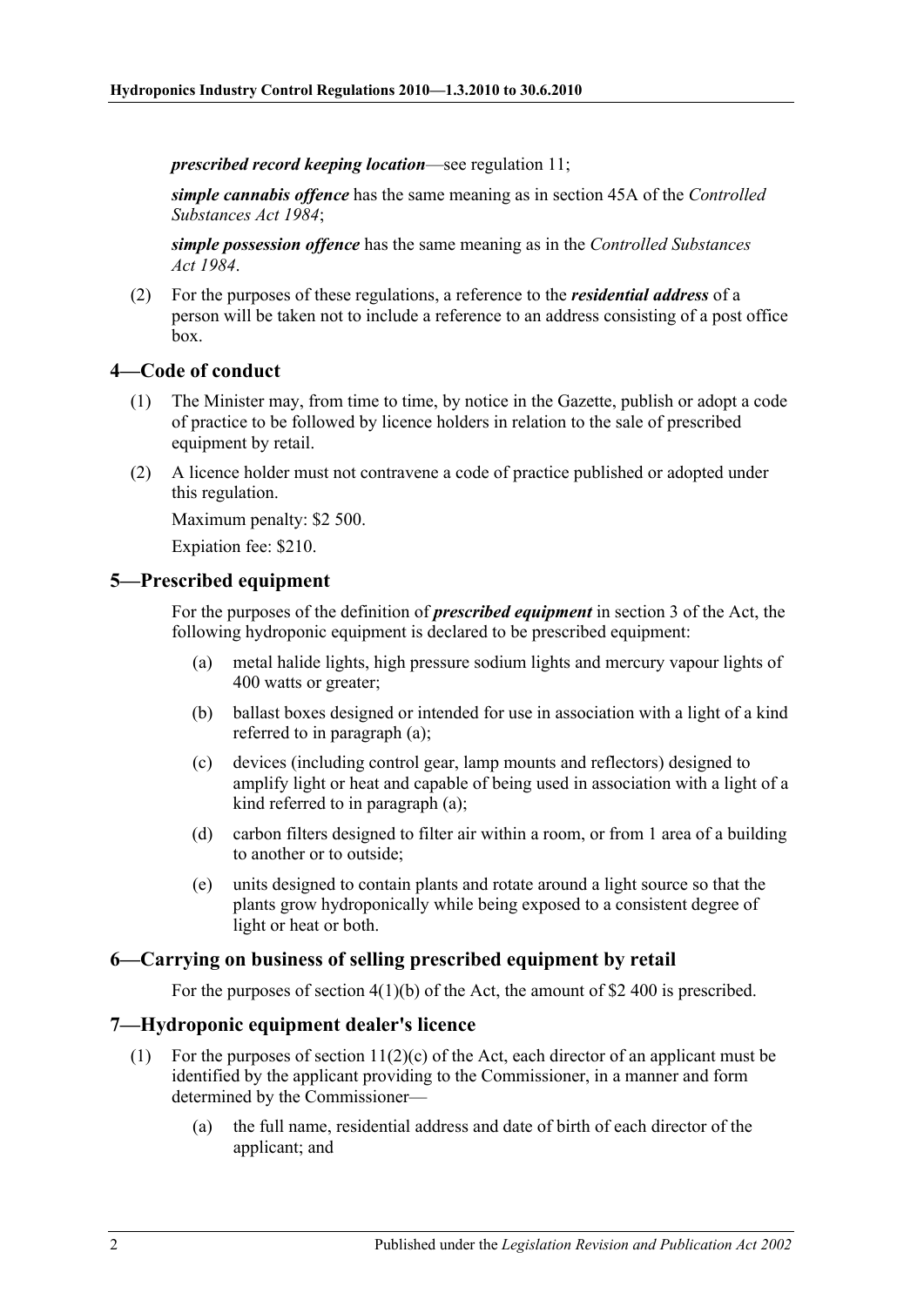***prescribed record keeping location***—see regulation 11;

***simple cannabis offence*** has the same meaning as in section 45A of the *Controlled Substances Act 1984*;

***simple possession offence*** has the same meaning as in the *Controlled Substances Act 1984*.

(2) For the purposes of these regulations, a reference to the ***residential address*** of a person will be taken not to include a reference to an address consisting of a post office box.

## 4—Code of conduct

(1) The Minister may, from time to time, by notice in the Gazette, publish or adopt a code of practice to be followed by licence holders in relation to the sale of prescribed equipment by retail.

(2) A licence holder must not contravene a code of practice published or adopted under this regulation.

Maximum penalty: $2 500.

Expiation fee: $210.

## 5—Prescribed equipment

For the purposes of the definition of ***prescribed equipment*** in section 3 of the Act, the following hydroponic equipment is declared to be prescribed equipment:

(a) metal halide lights, high pressure sodium lights and mercury vapour lights of 400 watts or greater;

(b) ballast boxes designed or intended for use in association with a light of a kind referred to in paragraph (a);

(c) devices (including control gear, lamp mounts and reflectors) designed to amplify light or heat and capable of being used in association with a light of a kind referred to in paragraph (a);

(d) carbon filters designed to filter air within a room, or from 1 area of a building to another or to outside;

(e) units designed to contain plants and rotate around a light source so that the plants grow hydroponically while being exposed to a consistent degree of light or heat or both.

## 6—Carrying on business of selling prescribed equipment by retail

For the purposes of section 4(1)(b) of the Act, the amount of $2 400 is prescribed.

## 7—Hydroponic equipment dealer's licence

(1) For the purposes of section 11(2)(c) of the Act, each director of an applicant must be identified by the applicant providing to the Commissioner, in a manner and form determined by the Commissioner—

(a) the full name, residential address and date of birth of each director of the applicant; and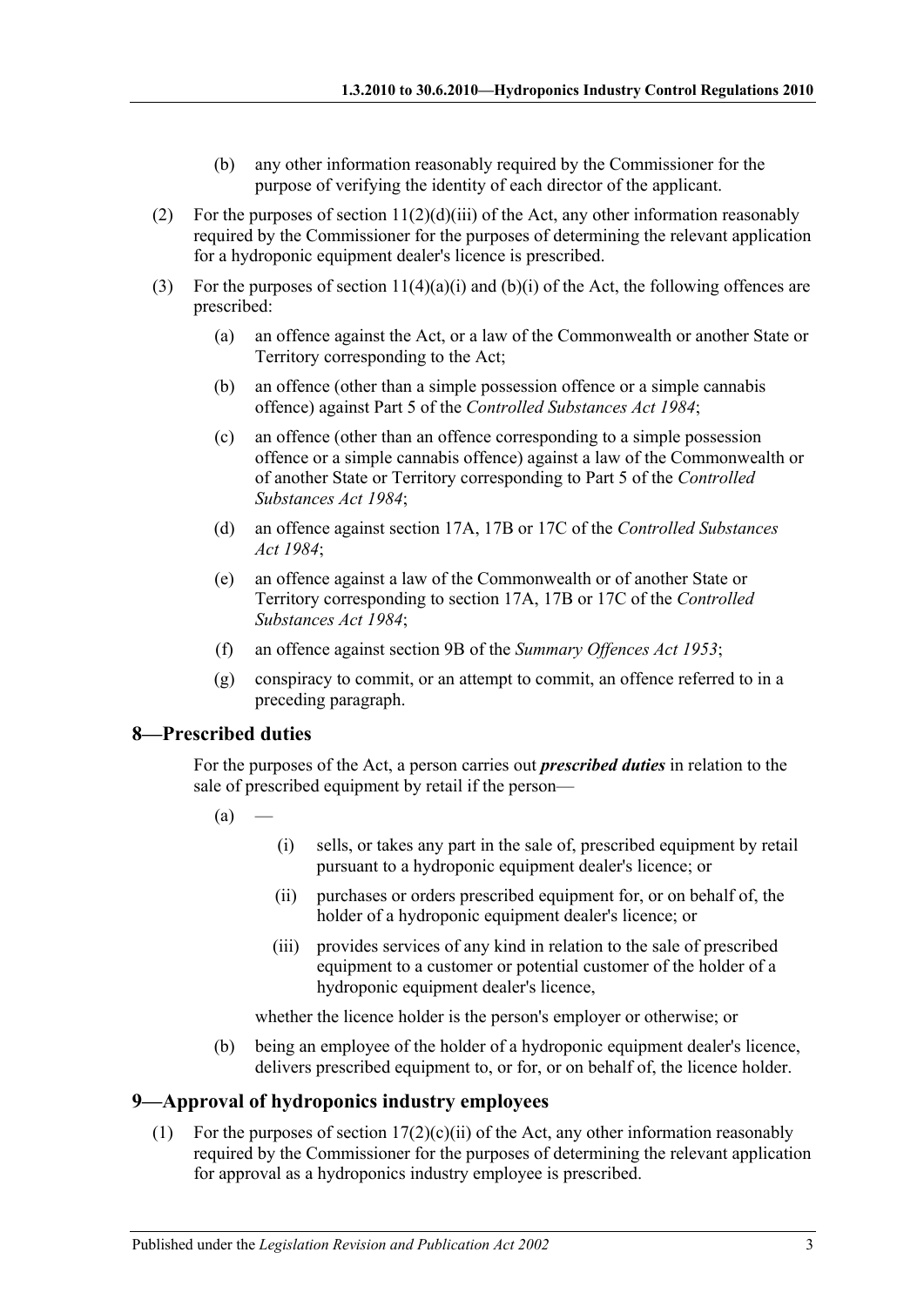(b) any other information reasonably required by the Commissioner for the purpose of verifying the identity of each director of the applicant.

(2) For the purposes of section 11(2)(d)(iii) of the Act, any other information reasonably required by the Commissioner for the purposes of determining the relevant application for a hydroponic equipment dealer's licence is prescribed.

(3) For the purposes of section 11(4)(a)(i) and (b)(i) of the Act, the following offences are prescribed:

(a) an offence against the Act, or a law of the Commonwealth or another State or Territory corresponding to the Act;

(b) an offence (other than a simple possession offence or a simple cannabis offence) against Part 5 of the *Controlled Substances Act 1984*;

(c) an offence (other than an offence corresponding to a simple possession offence or a simple cannabis offence) against a law of the Commonwealth or of another State or Territory corresponding to Part 5 of the *Controlled Substances Act 1984*;

(d) an offence against section 17A, 17B or 17C of the *Controlled Substances Act 1984*;

(e) an offence against a law of the Commonwealth or of another State or Territory corresponding to section 17A, 17B or 17C of the *Controlled Substances Act 1984*;

(f) an offence against section 9B of the *Summary Offences Act 1953*;

(g) conspiracy to commit, or an attempt to commit, an offence referred to in a preceding paragraph.

## 8—Prescribed duties

For the purposes of the Act, a person carries out ***prescribed duties*** in relation to the sale of prescribed equipment by retail if the person—

(a) —

(i) sells, or takes any part in the sale of, prescribed equipment by retail pursuant to a hydroponic equipment dealer's licence; or

(ii) purchases or orders prescribed equipment for, or on behalf of, the holder of a hydroponic equipment dealer's licence; or

(iii) provides services of any kind in relation to the sale of prescribed equipment to a customer or potential customer of the holder of a hydroponic equipment dealer's licence,

whether the licence holder is the person's employer or otherwise; or

(b) being an employee of the holder of a hydroponic equipment dealer's licence, delivers prescribed equipment to, or for, or on behalf of, the licence holder.

## 9—Approval of hydroponics industry employees

(1) For the purposes of section 17(2)(c)(ii) of the Act, any other information reasonably required by the Commissioner for the purposes of determining the relevant application for approval as a hydroponics industry employee is prescribed.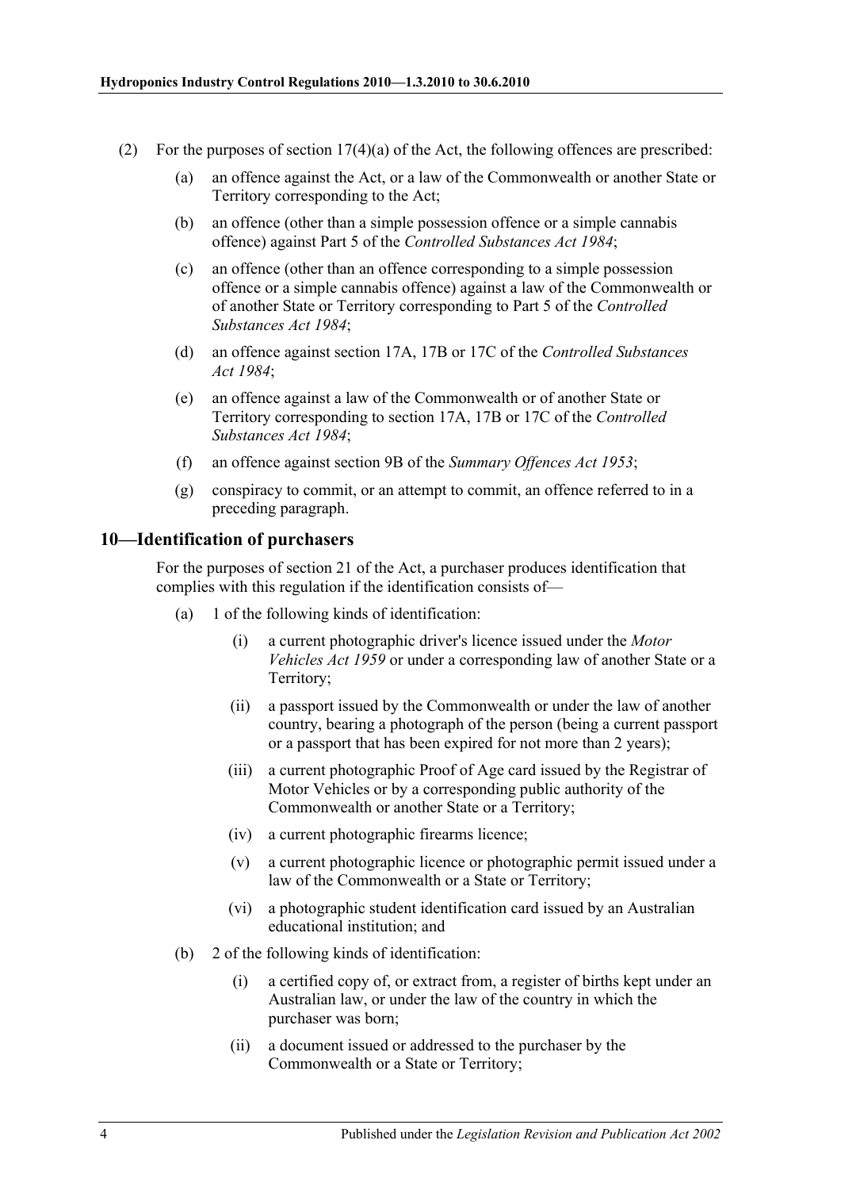(2) For the purposes of section 17(4)(a) of the Act, the following offences are prescribed:

(a) an offence against the Act, or a law of the Commonwealth or another State or Territory corresponding to the Act;

(b) an offence (other than a simple possession offence or a simple cannabis offence) against Part 5 of the *Controlled Substances Act 1984*;

(c) an offence (other than an offence corresponding to a simple possession offence or a simple cannabis offence) against a law of the Commonwealth or of another State or Territory corresponding to Part 5 of the *Controlled Substances Act 1984*;

(d) an offence against section 17A, 17B or 17C of the *Controlled Substances Act 1984*;

(e) an offence against a law of the Commonwealth or of another State or Territory corresponding to section 17A, 17B or 17C of the *Controlled Substances Act 1984*;

(f) an offence against section 9B of the *Summary Offences Act 1953*;

(g) conspiracy to commit, or an attempt to commit, an offence referred to in a preceding paragraph.

## 10—Identification of purchasers

For the purposes of section 21 of the Act, a purchaser produces identification that complies with this regulation if the identification consists of—

(a) 1 of the following kinds of identification:

(i) a current photographic driver's licence issued under the *Motor Vehicles Act 1959* or under a corresponding law of another State or a Territory;

(ii) a passport issued by the Commonwealth or under the law of another country, bearing a photograph of the person (being a current passport or a passport that has been expired for not more than 2 years);

(iii) a current photographic Proof of Age card issued by the Registrar of Motor Vehicles or by a corresponding public authority of the Commonwealth or another State or a Territory;

(iv) a current photographic firearms licence;

(v) a current photographic licence or photographic permit issued under a law of the Commonwealth or a State or Territory;

(vi) a photographic student identification card issued by an Australian educational institution; and

(b) 2 of the following kinds of identification:

(i) a certified copy of, or extract from, a register of births kept under an Australian law, or under the law of the country in which the purchaser was born;

(ii) a document issued or addressed to the purchaser by the Commonwealth or a State or Territory;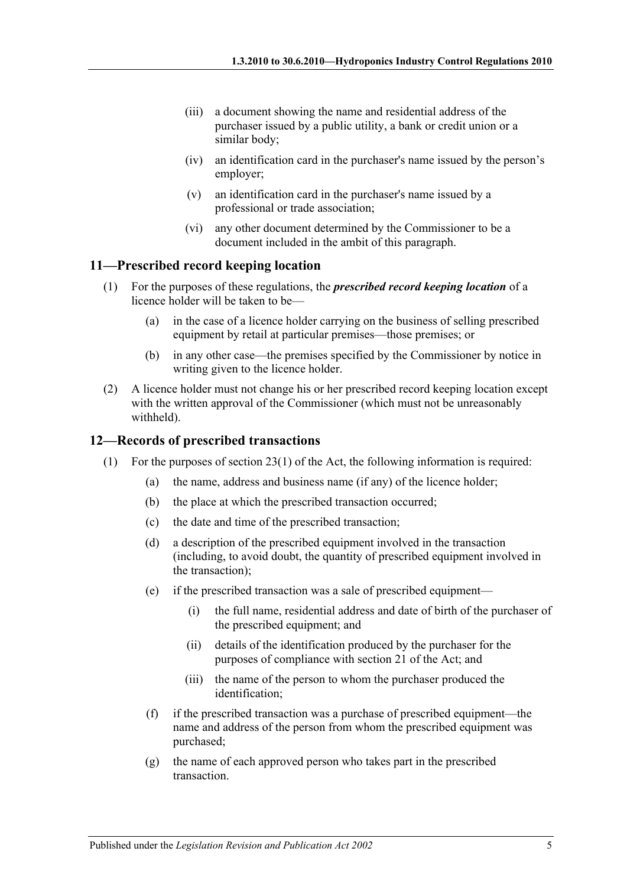(iii) a document showing the name and residential address of the purchaser issued by a public utility, a bank or credit union or a similar body;

(iv) an identification card in the purchaser's name issued by the person's employer;

(v) an identification card in the purchaser's name issued by a professional or trade association;

(vi) any other document determined by the Commissioner to be a document included in the ambit of this paragraph.

## 11—Prescribed record keeping location

(1) For the purposes of these regulations, the ***prescribed record keeping location*** of a licence holder will be taken to be—

(a) in the case of a licence holder carrying on the business of selling prescribed equipment by retail at particular premises—those premises; or

(b) in any other case—the premises specified by the Commissioner by notice in writing given to the licence holder.

(2) A licence holder must not change his or her prescribed record keeping location except with the written approval of the Commissioner (which must not be unreasonably withheld).

## 12—Records of prescribed transactions

(1) For the purposes of section 23(1) of the Act, the following information is required:

(a) the name, address and business name (if any) of the licence holder;

(b) the place at which the prescribed transaction occurred;

(c) the date and time of the prescribed transaction;

(d) a description of the prescribed equipment involved in the transaction (including, to avoid doubt, the quantity of prescribed equipment involved in the transaction);

(e) if the prescribed transaction was a sale of prescribed equipment—

(i) the full name, residential address and date of birth of the purchaser of the prescribed equipment; and

(ii) details of the identification produced by the purchaser for the purposes of compliance with section 21 of the Act; and

(iii) the name of the person to whom the purchaser produced the identification;

(f) if the prescribed transaction was a purchase of prescribed equipment—the name and address of the person from whom the prescribed equipment was purchased;

(g) the name of each approved person who takes part in the prescribed transaction.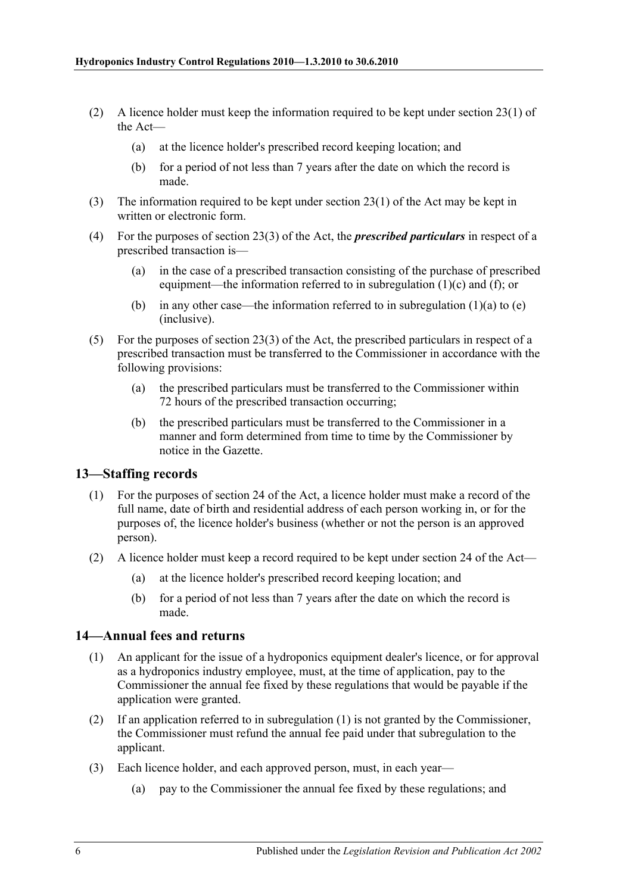(2) A licence holder must keep the information required to be kept under section 23(1) of the Act—

(a) at the licence holder's prescribed record keeping location; and

(b) for a period of not less than 7 years after the date on which the record is made.

(3) The information required to be kept under section 23(1) of the Act may be kept in written or electronic form.

(4) For the purposes of section 23(3) of the Act, the ***prescribed particulars*** in respect of a prescribed transaction is—

(a) in the case of a prescribed transaction consisting of the purchase of prescribed equipment—the information referred to in subregulation (1)(c) and (f); or

(b) in any other case—the information referred to in subregulation (1)(a) to (e) (inclusive).

(5) For the purposes of section 23(3) of the Act, the prescribed particulars in respect of a prescribed transaction must be transferred to the Commissioner in accordance with the following provisions:

(a) the prescribed particulars must be transferred to the Commissioner within 72 hours of the prescribed transaction occurring;

(b) the prescribed particulars must be transferred to the Commissioner in a manner and form determined from time to time by the Commissioner by notice in the Gazette.

## 13—Staffing records

(1) For the purposes of section 24 of the Act, a licence holder must make a record of the full name, date of birth and residential address of each person working in, or for the purposes of, the licence holder's business (whether or not the person is an approved person).

(2) A licence holder must keep a record required to be kept under section 24 of the Act—

(a) at the licence holder's prescribed record keeping location; and

(b) for a period of not less than 7 years after the date on which the record is made.

## 14—Annual fees and returns

(1) An applicant for the issue of a hydroponics equipment dealer's licence, or for approval as a hydroponics industry employee, must, at the time of application, pay to the Commissioner the annual fee fixed by these regulations that would be payable if the application were granted.

(2) If an application referred to in subregulation (1) is not granted by the Commissioner, the Commissioner must refund the annual fee paid under that subregulation to the applicant.

(3) Each licence holder, and each approved person, must, in each year—

(a) pay to the Commissioner the annual fee fixed by these regulations; and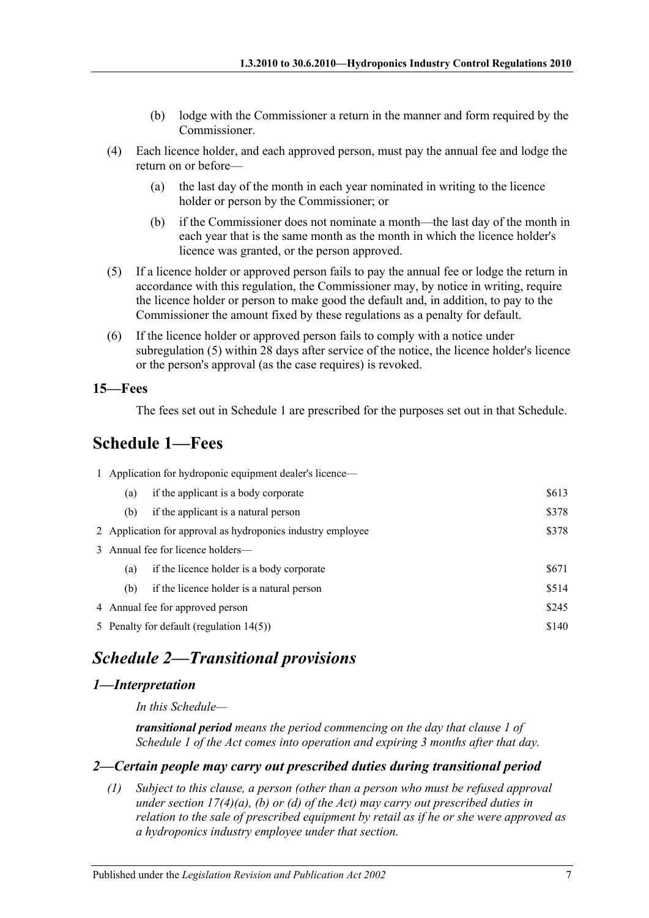(b) lodge with the Commissioner a return in the manner and form required by the Commissioner.

(4) Each licence holder, and each approved person, must pay the annual fee and lodge the return on or before—

(a) the last day of the month in each year nominated in writing to the licence holder or person by the Commissioner; or

(b) if the Commissioner does not nominate a month—the last day of the month in each year that is the same month as the month in which the licence holder's licence was granted, or the person approved.

(5) If a licence holder or approved person fails to pay the annual fee or lodge the return in accordance with this regulation, the Commissioner may, by notice in writing, require the licence holder or person to make good the default and, in addition, to pay to the Commissioner the amount fixed by these regulations as a penalty for default.

(6) If the licence holder or approved person fails to comply with a notice under subregulation (5) within 28 days after service of the notice, the licence holder's licence or the person's approval (as the case requires) is revoked.

### 15—Fees

The fees set out in Schedule 1 are prescribed for the purposes set out in that Schedule.

## Schedule 1—Fees

| | | |
|---|---|---|
| 1 | Application for hydroponic equipment dealer's licence— | |
| | (a) if the applicant is a body corporate | \$613 |
| | (b) if the applicant is a natural person | \$378 |
| 2 | Application for approval as hydroponics industry employee | \$378 |
| 3 | Annual fee for licence holders— | |
| | (a) if the licence holder is a body corporate | \$671 |
| | (b) if the licence holder is a natural person | \$514 |
| 4 | Annual fee for approved person | \$245 |
| 5 | Penalty for default (regulation 14(5)) | \$140 |

## *Schedule 2—Transitional provisions*

### *1—Interpretation*

*In this Schedule—*

***transitional period*** *means the period commencing on the day that clause 1 of Schedule 1 of the Act comes into operation and expiring 3 months after that day.*

### *2—Certain people may carry out prescribed duties during transitional period*

*(1) Subject to this clause, a person (other than a person who must be refused approval under section 17(4)(a), (b) or (d) of the Act) may carry out prescribed duties in relation to the sale of prescribed equipment by retail as if he or she were approved as a hydroponics industry employee under that section.*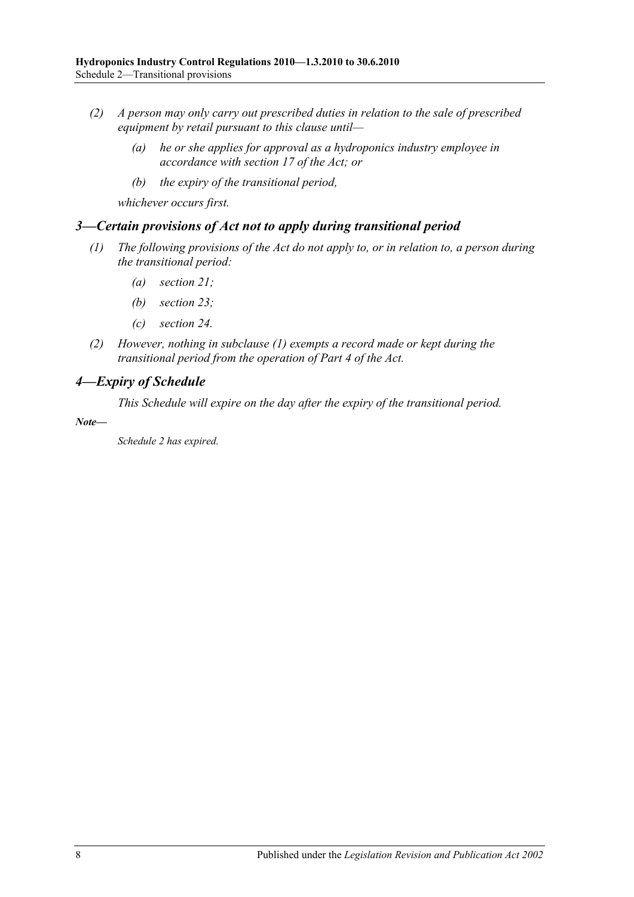*(2) A person may only carry out prescribed duties in relation to the sale of prescribed equipment by retail pursuant to this clause until—*

*(a) he or she applies for approval as a hydroponics industry employee in accordance with section 17 of the Act; or*

*(b) the expiry of the transitional period,*

*whichever occurs first.*

## *3—Certain provisions of Act not to apply during transitional period*

*(1) The following provisions of the Act do not apply to, or in relation to, a person during the transitional period:*

*(a) section 21;*

*(b) section 23;*

*(c) section 24.*

*(2) However, nothing in subclause (1) exempts a record made or kept during the transitional period from the operation of Part 4 of the Act.*

## *4—Expiry of Schedule*

*This Schedule will expire on the day after the expiry of the transitional period.*

***Note—***

*Schedule 2 has expired.*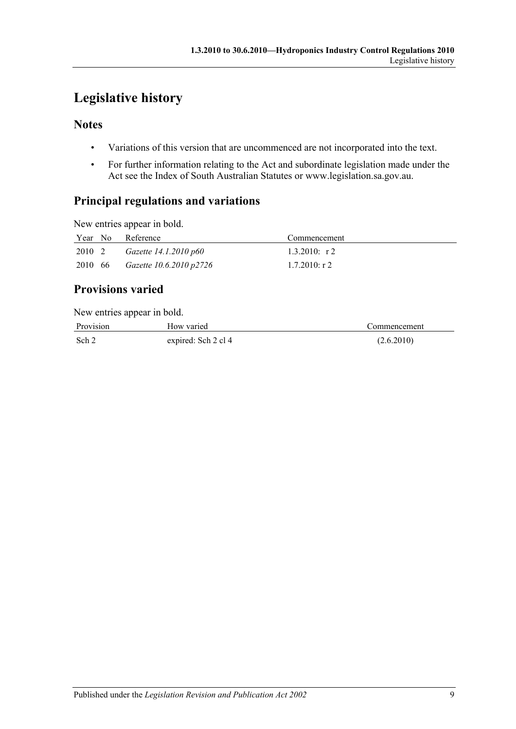# Legislative history

## Notes

- Variations of this version that are uncommenced are not incorporated into the text.
- For further information relating to the Act and subordinate legislation made under the Act see the Index of South Australian Statutes or www.legislation.sa.gov.au.

## Principal regulations and variations

New entries appear in bold.

| Year | No | Reference | Commencement |
|---|---|---|---|
| 2010 | 2 | *Gazette 14.1.2010 p60* | 1.3.2010: r 2 |
| 2010 | 66 | *Gazette 10.6.2010 p2726* | 1.7.2010: r 2 |

## Provisions varied

New entries appear in bold.

| Provision | How varied | Commencement |
|---|---|---|
| Sch 2 | expired: Sch 2 cl 4 | (2.6.2010) |

Published under the *Legislation Revision and Publication Act 2002*